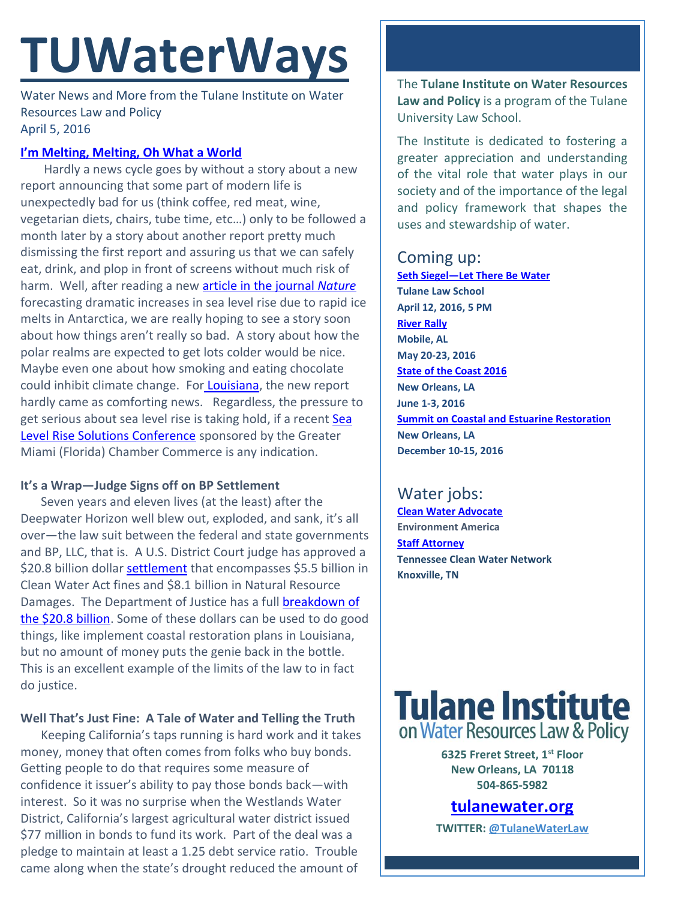# TUWaterWays

Water News and More from the Tulane Institute on Water Resources Law and Policy
April 5, 2016

### I'm Melting, Melting, Oh What a World

Hardly a news cycle goes by without a story about a new report announcing that some part of modern life is unexpectedly bad for us (think coffee, red meat, wine, vegetarian diets, chairs, tube time, etc…) only to be followed a month later by a story about another report pretty much dismissing the first report and assuring us that we can safely eat, drink, and plop in front of screens without much risk of harm. Well, after reading a new article in the journal *Nature* forecasting dramatic increases in sea level rise due to rapid ice melts in Antarctica, we are really hoping to see a story soon about how things aren't really so bad. A story about how the polar realms are expected to get lots colder would be nice. Maybe even one about how smoking and eating chocolate could inhibit climate change. For Louisiana, the new report hardly came as comforting news. Regardless, the pressure to get serious about sea level rise is taking hold, if a recent Sea Level Rise Solutions Conference sponsored by the Greater Miami (Florida) Chamber Commerce is any indication.

### It's a Wrap—Judge Signs off on BP Settlement

Seven years and eleven lives (at the least) after the Deepwater Horizon well blew out, exploded, and sank, it's all over—the law suit between the federal and state governments and BP, LLC, that is. A U.S. District Court judge has approved a $20.8 billion dollar settlement that encompasses $5.5 billion in Clean Water Act fines and $8.1 billion in Natural Resource Damages. The Department of Justice has a full breakdown of the $20.8 billion. Some of these dollars can be used to do good things, like implement coastal restoration plans in Louisiana, but no amount of money puts the genie back in the bottle. This is an excellent example of the limits of the law to in fact do justice.

### Well That's Just Fine: A Tale of Water and Telling the Truth

Keeping California's taps running is hard work and it takes money, money that often comes from folks who buy bonds. Getting people to do that requires some measure of confidence it issuer's ability to pay those bonds back—with interest. So it was no surprise when the Westlands Water District, California's largest agricultural water district issued $77 million in bonds to fund its work. Part of the deal was a pledge to maintain at least a 1.25 debt service ratio. Trouble came along when the state's drought reduced the amount of

---

The **Tulane Institute on Water Resources Law and Policy** is a program of the Tulane University Law School.

The Institute is dedicated to fostering a greater appreciation and understanding of the vital role that water plays in our society and of the importance of the legal and policy framework that shapes the uses and stewardship of water.

## Coming up:

**Seth Siegel—Let There Be Water**
**Tulane Law School**
**April 12, 2016, 5 PM**

**River Rally**
**Mobile, AL**
**May 20-23, 2016**

**State of the Coast 2016**
**New Orleans, LA**
**June 1-3, 2016**

**Summit on Coastal and Estuarine Restoration**
**New Orleans, LA**
**December 10-15, 2016**

## Water jobs:

**Clean Water Advocate**
**Environment America**

**Staff Attorney**
**Tennessee Clean Water Network**
**Knoxville, TN**

**Tulane Institute on Water Resources Law & Policy**

**6325 Freret Street, 1st Floor**
**New Orleans, LA 70118**
**504-865-5982**

**tulanewater.org**

**TWITTER: @TulaneWaterLaw**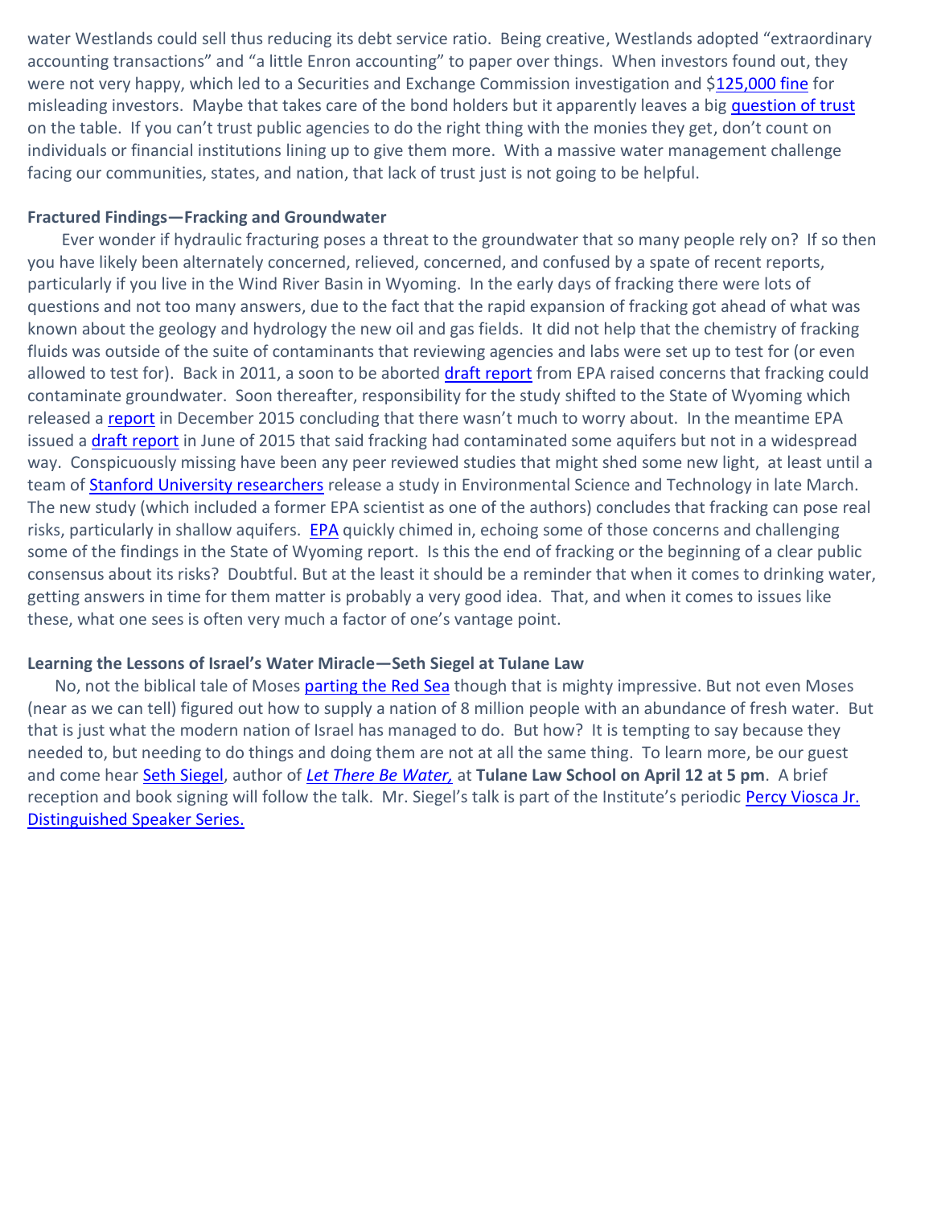water Westlands could sell thus reducing its debt service ratio. Being creative, Westlands adopted "extraordinary accounting transactions" and "a little Enron accounting" to paper over things. When investors found out, they were not very happy, which led to a Securities and Exchange Commission investigation and $125,000 fine for misleading investors. Maybe that takes care of the bond holders but it apparently leaves a big question of trust on the table. If you can't trust public agencies to do the right thing with the monies they get, don't count on individuals or financial institutions lining up to give them more. With a massive water management challenge facing our communities, states, and nation, that lack of trust just is not going to be helpful.

**Fractured Findings—Fracking and Groundwater**

Ever wonder if hydraulic fracturing poses a threat to the groundwater that so many people rely on? If so then you have likely been alternately concerned, relieved, concerned, and confused by a spate of recent reports, particularly if you live in the Wind River Basin in Wyoming. In the early days of fracking there were lots of questions and not too many answers, due to the fact that the rapid expansion of fracking got ahead of what was known about the geology and hydrology the new oil and gas fields. It did not help that the chemistry of fracking fluids was outside of the suite of contaminants that reviewing agencies and labs were set up to test for (or even allowed to test for). Back in 2011, a soon to be aborted draft report from EPA raised concerns that fracking could contaminate groundwater. Soon thereafter, responsibility for the study shifted to the State of Wyoming which released a report in December 2015 concluding that there wasn't much to worry about. In the meantime EPA issued a draft report in June of 2015 that said fracking had contaminated some aquifers but not in a widespread way. Conspicuously missing have been any peer reviewed studies that might shed some new light, at least until a team of Stanford University researchers release a study in Environmental Science and Technology in late March. The new study (which included a former EPA scientist as one of the authors) concludes that fracking can pose real risks, particularly in shallow aquifers. EPA quickly chimed in, echoing some of those concerns and challenging some of the findings in the State of Wyoming report. Is this the end of fracking or the beginning of a clear public consensus about its risks? Doubtful. But at the least it should be a reminder that when it comes to drinking water, getting answers in time for them matter is probably a very good idea. That, and when it comes to issues like these, what one sees is often very much a factor of one's vantage point.

**Learning the Lessons of Israel's Water Miracle—Seth Siegel at Tulane Law**

No, not the biblical tale of Moses parting the Red Sea though that is mighty impressive. But not even Moses (near as we can tell) figured out how to supply a nation of 8 million people with an abundance of fresh water. But that is just what the modern nation of Israel has managed to do. But how? It is tempting to say because they needed to, but needing to do things and doing them are not at all the same thing. To learn more, be our guest and come hear Seth Siegel, author of *Let There Be Water,* at **Tulane Law School on April 12 at 5 pm**. A brief reception and book signing will follow the talk. Mr. Siegel's talk is part of the Institute's periodic Percy Viosca Jr. Distinguished Speaker Series.